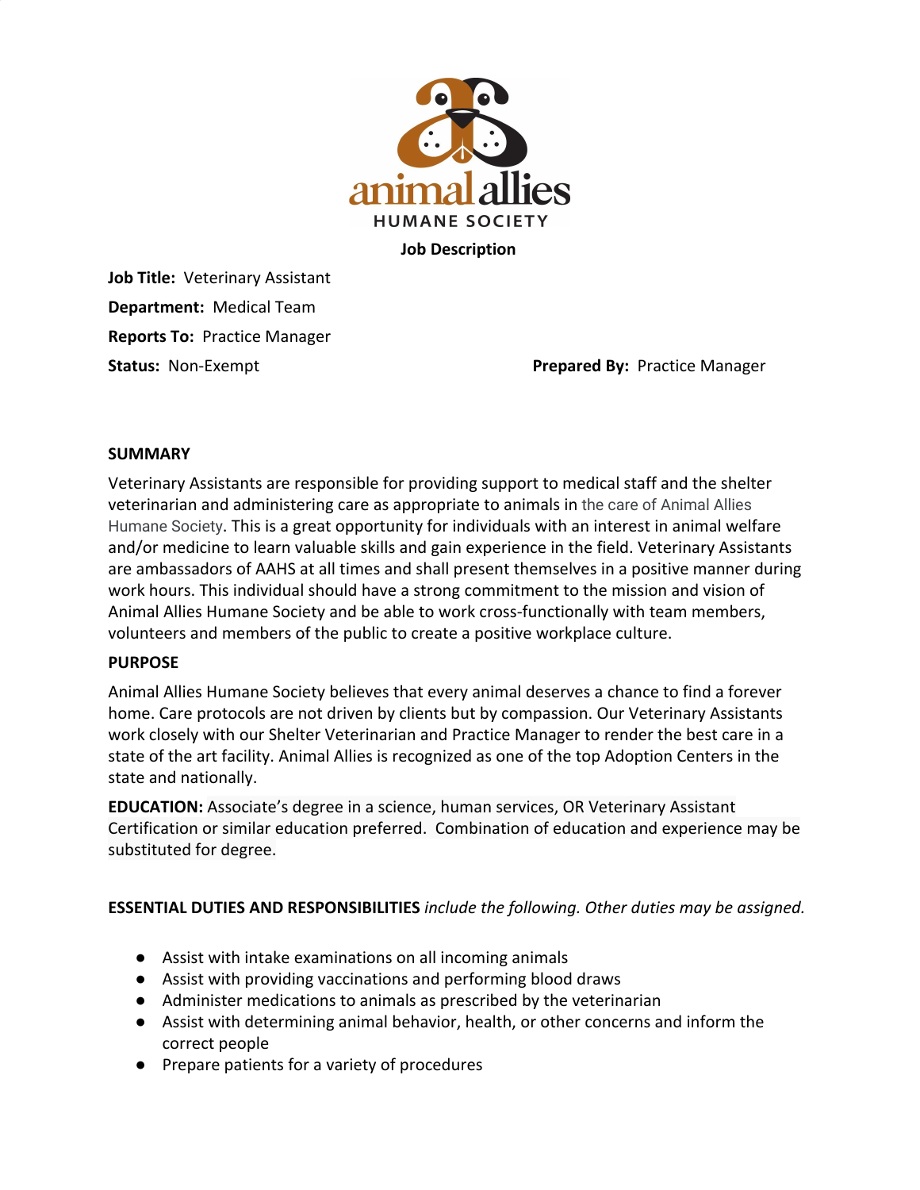animal allies
HUMANE SOCIETY

**Job Description**

**Job Title:** Veterinary Assistant

**Department:** Medical Team

**Reports To:** Practice Manager

**Status:** Non-Exempt

**Prepared By:** Practice Manager

**SUMMARY**

Veterinary Assistants are responsible for providing support to medical staff and the shelter veterinarian and administering care as appropriate to animals in the care of Animal Allies Humane Society. This is a great opportunity for individuals with an interest in animal welfare and/or medicine to learn valuable skills and gain experience in the field. Veterinary Assistants are ambassadors of AAHS at all times and shall present themselves in a positive manner during work hours. This individual should have a strong commitment to the mission and vision of Animal Allies Humane Society and be able to work cross-functionally with team members, volunteers and members of the public to create a positive workplace culture.

**PURPOSE**

Animal Allies Humane Society believes that every animal deserves a chance to find a forever home. Care protocols are not driven by clients but by compassion. Our Veterinary Assistants work closely with our Shelter Veterinarian and Practice Manager to render the best care in a state of the art facility. Animal Allies is recognized as one of the top Adoption Centers in the state and nationally.

**EDUCATION:** Associate's degree in a science, human services, OR Veterinary Assistant Certification or similar education preferred. Combination of education and experience may be substituted for degree.

**ESSENTIAL DUTIES AND RESPONSIBILITIES** *include the following. Other duties may be assigned.*

- Assist with intake examinations on all incoming animals
- Assist with providing vaccinations and performing blood draws
- Administer medications to animals as prescribed by the veterinarian
- Assist with determining animal behavior, health, or other concerns and inform the correct people
- Prepare patients for a variety of procedures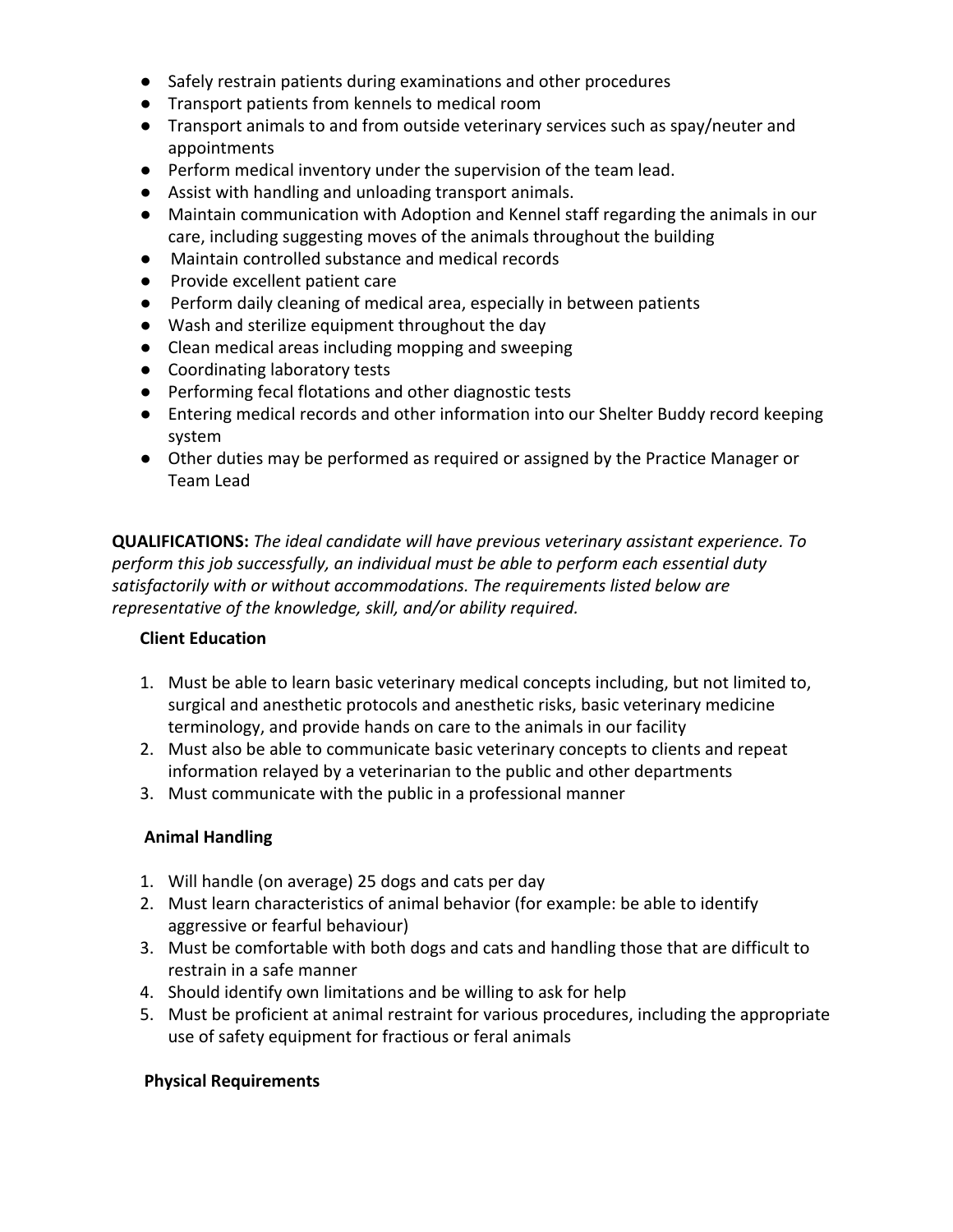- Safely restrain patients during examinations and other procedures
- Transport patients from kennels to medical room
- Transport animals to and from outside veterinary services such as spay/neuter and appointments
- Perform medical inventory under the supervision of the team lead.
- Assist with handling and unloading transport animals.
- Maintain communication with Adoption and Kennel staff regarding the animals in our care, including suggesting moves of the animals throughout the building
- Maintain controlled substance and medical records
- Provide excellent patient care
- Perform daily cleaning of medical area, especially in between patients
- Wash and sterilize equipment throughout the day
- Clean medical areas including mopping and sweeping
- Coordinating laboratory tests
- Performing fecal flotations and other diagnostic tests
- Entering medical records and other information into our Shelter Buddy record keeping system
- Other duties may be performed as required or assigned by the Practice Manager or Team Lead

**QUALIFICATIONS:** *The ideal candidate will have previous veterinary assistant experience. To perform this job successfully, an individual must be able to perform each essential duty satisfactorily with or without accommodations. The requirements listed below are representative of the knowledge, skill, and/or ability required.*

**Client Education**

1. Must be able to learn basic veterinary medical concepts including, but not limited to, surgical and anesthetic protocols and anesthetic risks, basic veterinary medicine terminology, and provide hands on care to the animals in our facility
2. Must also be able to communicate basic veterinary concepts to clients and repeat information relayed by a veterinarian to the public and other departments
3. Must communicate with the public in a professional manner

**Animal Handling**

1. Will handle (on average) 25 dogs and cats per day
2. Must learn characteristics of animal behavior (for example: be able to identify aggressive or fearful behaviour)
3. Must be comfortable with both dogs and cats and handling those that are difficult to restrain in a safe manner
4. Should identify own limitations and be willing to ask for help
5. Must be proficient at animal restraint for various procedures, including the appropriate use of safety equipment for fractious or feral animals

**Physical Requirements**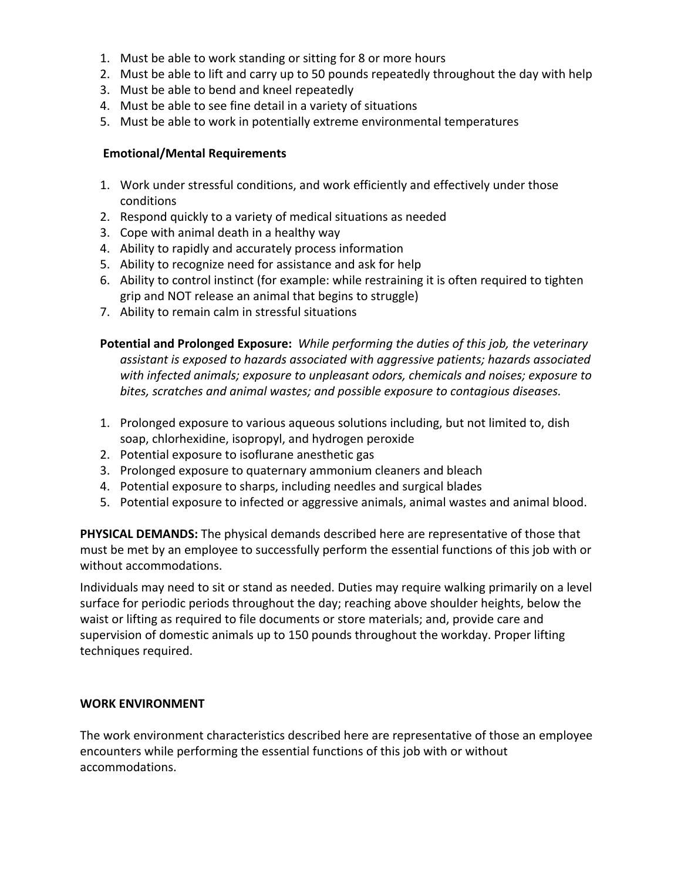1. Must be able to work standing or sitting for 8 or more hours
2. Must be able to lift and carry up to 50 pounds repeatedly throughout the day with help
3. Must be able to bend and kneel repeatedly
4. Must be able to see fine detail in a variety of situations
5. Must be able to work in potentially extreme environmental temperatures

**Emotional/Mental Requirements**

1. Work under stressful conditions, and work efficiently and effectively under those conditions
2. Respond quickly to a variety of medical situations as needed
3. Cope with animal death in a healthy way
4. Ability to rapidly and accurately process information
5. Ability to recognize need for assistance and ask for help
6. Ability to control instinct (for example: while restraining it is often required to tighten grip and NOT release an animal that begins to struggle)
7. Ability to remain calm in stressful situations

**Potential and Prolonged Exposure:** *While performing the duties of this job, the veterinary assistant is exposed to hazards associated with aggressive patients; hazards associated with infected animals; exposure to unpleasant odors, chemicals and noises; exposure to bites, scratches and animal wastes; and possible exposure to contagious diseases.*

1. Prolonged exposure to various aqueous solutions including, but not limited to, dish soap, chlorhexidine, isopropyl, and hydrogen peroxide
2. Potential exposure to isoflurane anesthetic gas
3. Prolonged exposure to quaternary ammonium cleaners and bleach
4. Potential exposure to sharps, including needles and surgical blades
5. Potential exposure to infected or aggressive animals, animal wastes and animal blood.

**PHYSICAL DEMANDS:** The physical demands described here are representative of those that must be met by an employee to successfully perform the essential functions of this job with or without accommodations.

Individuals may need to sit or stand as needed. Duties may require walking primarily on a level surface for periodic periods throughout the day; reaching above shoulder heights, below the waist or lifting as required to file documents or store materials; and, provide care and supervision of domestic animals up to 150 pounds throughout the workday. Proper lifting techniques required.

**WORK ENVIRONMENT**

The work environment characteristics described here are representative of those an employee encounters while performing the essential functions of this job with or without accommodations.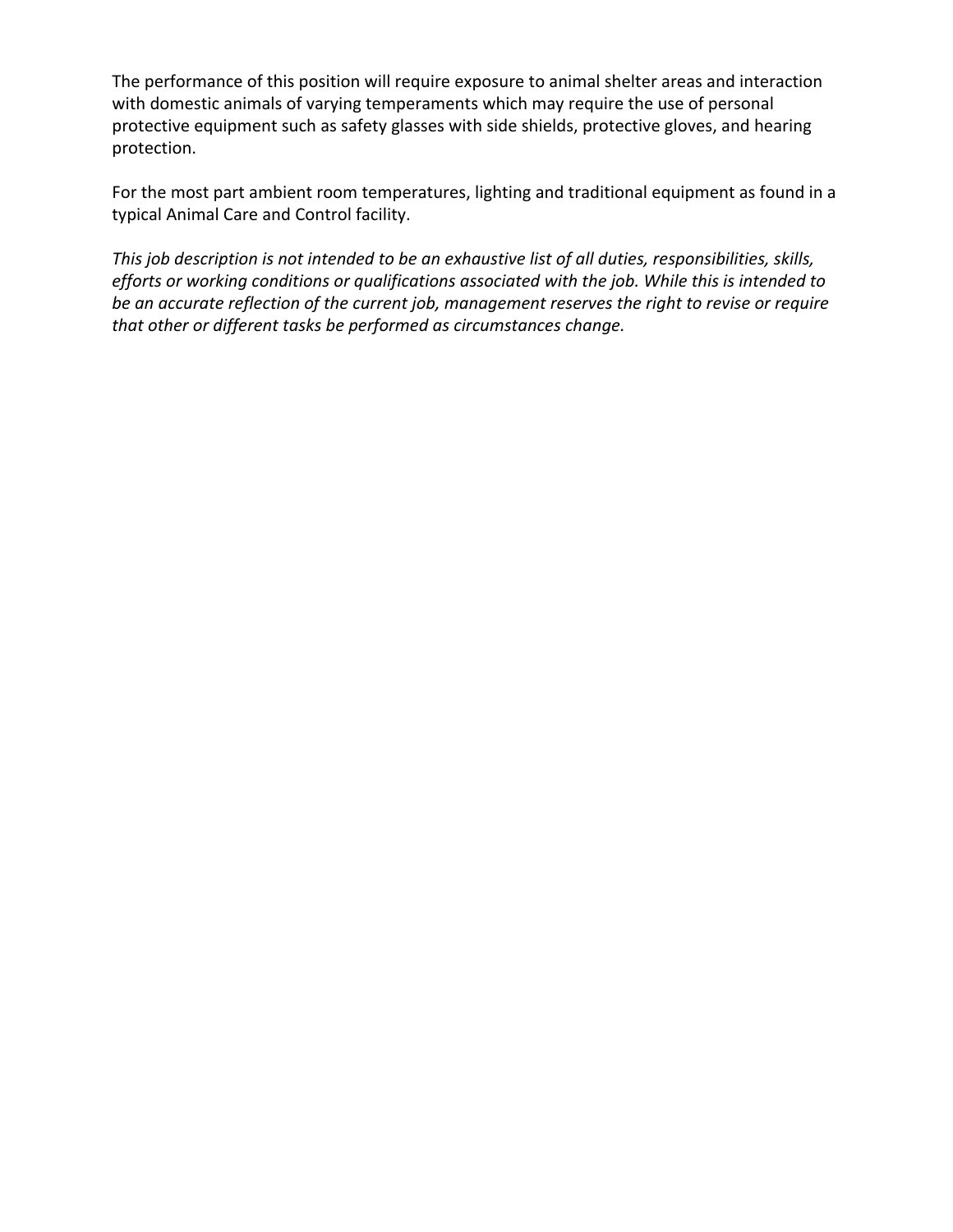The performance of this position will require exposure to animal shelter areas and interaction with domestic animals of varying temperaments which may require the use of personal protective equipment such as safety glasses with side shields, protective gloves, and hearing protection.

For the most part ambient room temperatures, lighting and traditional equipment as found in a typical Animal Care and Control facility.

*This job description is not intended to be an exhaustive list of all duties, responsibilities, skills, efforts or working conditions or qualifications associated with the job. While this is intended to be an accurate reflection of the current job, management reserves the right to revise or require that other or different tasks be performed as circumstances change.*